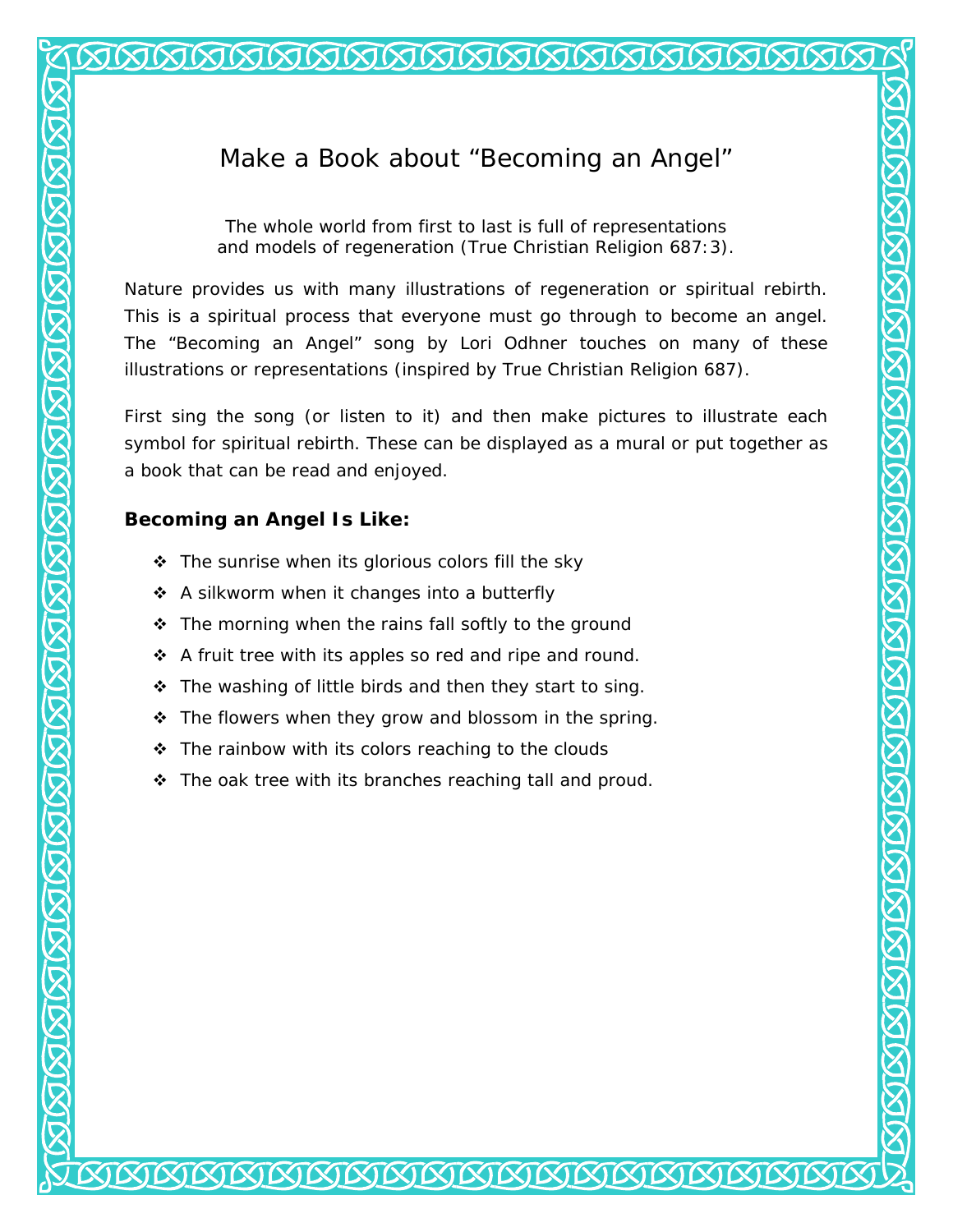# Make a Book about "Becoming an Angel"

The whole world from first to last is full of representations and models of regeneration (True Christian Religion 687:3).

Nature provides us with many illustrations of regeneration or spiritual rebirth. This is a spiritual process that everyone must go through to become an angel. The "Becoming an Angel" song by Lori Odhner touches on many of these illustrations or representations (inspired by True Christian Religion 687).

First sing the song (or listen to it) and then make pictures to illustrate each symbol for spiritual rebirth. These can be displayed as a mural or put together as a book that can be read and enjoyed.

**Becoming an Angel Is Like:**

- The sunrise when its glorious colors fill the sky
- A silkworm when it changes into a butterfly
- The morning when the rains fall softly to the ground
- A fruit tree with its apples so red and ripe and round.
- The washing of little birds and then they start to sing.
- The flowers when they grow and blossom in the spring.
- The rainbow with its colors reaching to the clouds
- The oak tree with its branches reaching tall and proud.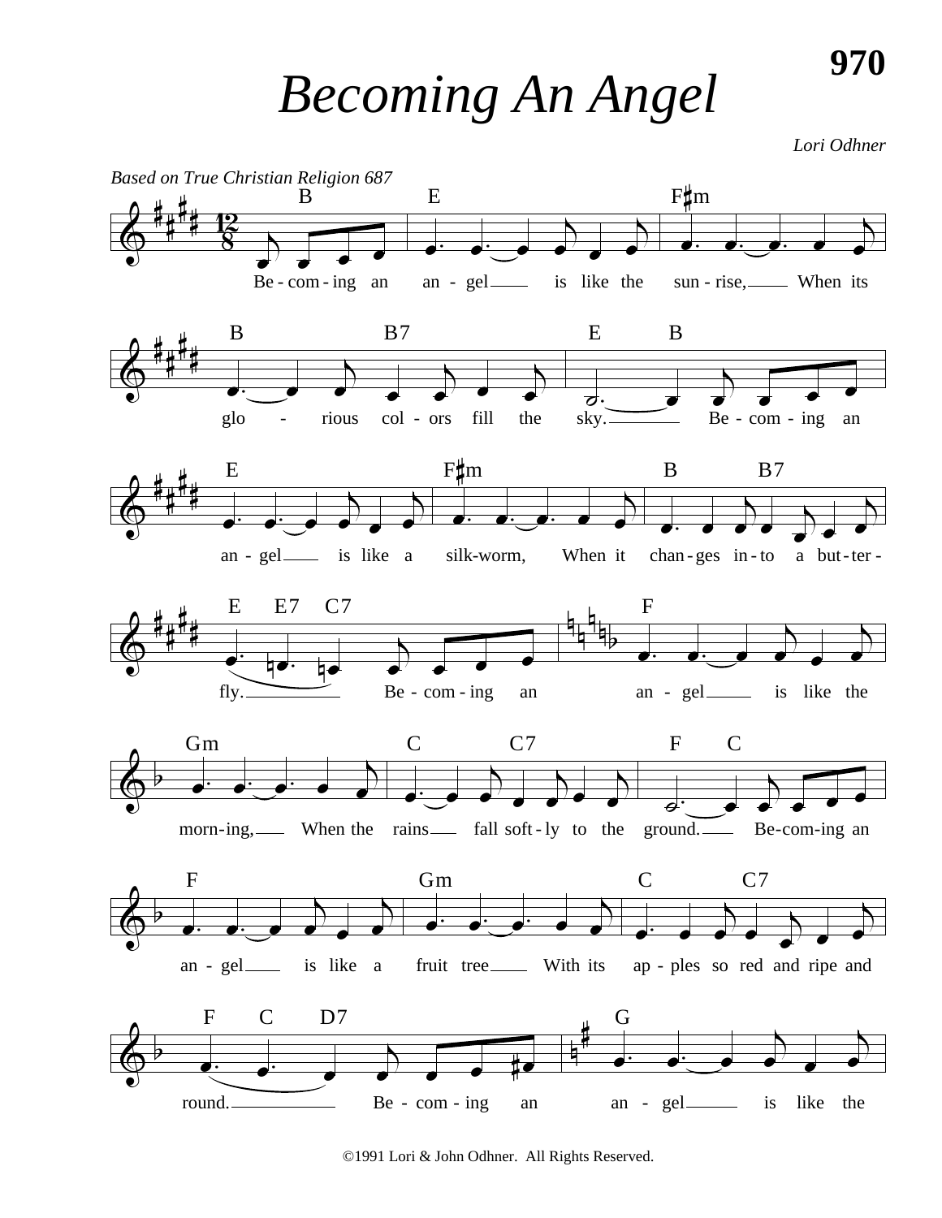# Becoming An Angel

*Lori Odhner*

*Based on True Christian Religion 687*

Becoming an angel is like the sunrise, When its glorious colors fill the sky. Becoming an angel is like a silkworm, When it changes into a butterfly. Becoming an angel is like the morning, When the rains fall softly to the ground. Becoming an angel is like a fruit tree With its apples so red and ripe and round. Becoming an angel is like the

©1991 Lori & John Odhner. All Rights Reserved.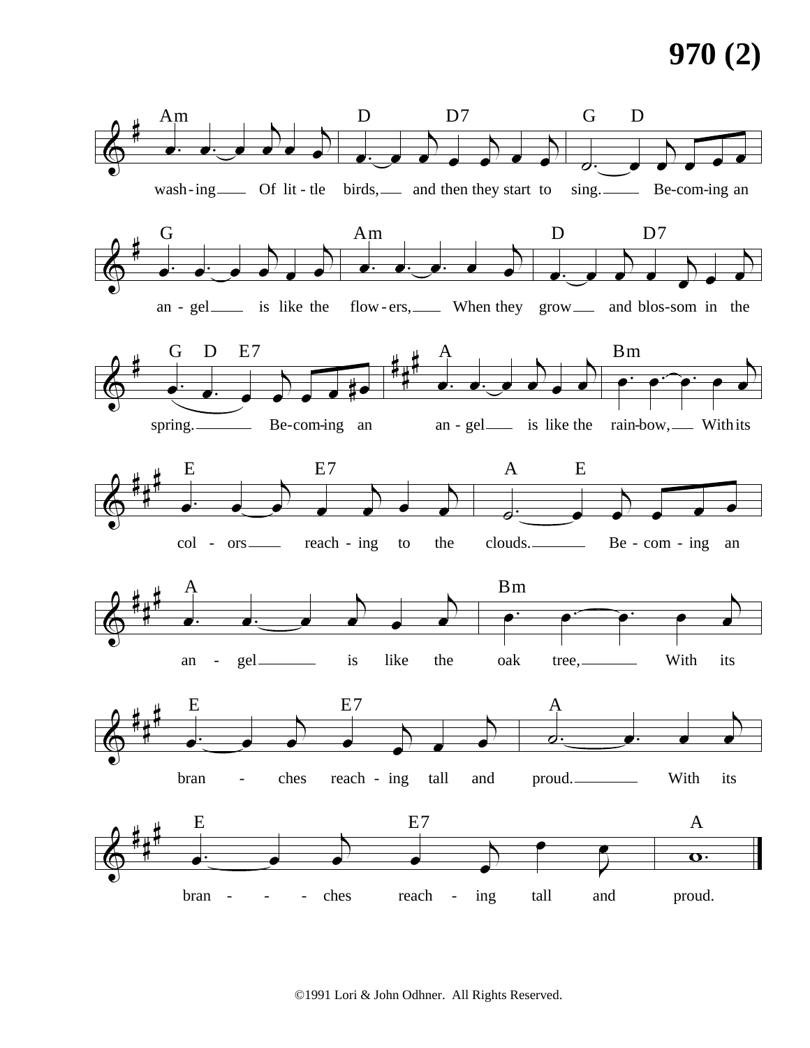# 970 (2)

Am D D7 G D

wash - ing Of lit - tle birds, and then they start to sing. Be-com-ing an

G Am D D7

an - gel is like the flow - ers, When they grow and blos-som in the

G D E7 A Bm

spring. Be-com-ing an an - gel is like the rain-bow, With its

E E7 A E

col - ors reach - ing to the clouds. Be - com - ing an

A Bm

an - gel is like the oak tree, With its

E E7 A

bran - ches reach - ing tall and proud. With its

E E7 A

bran - - - ches reach - ing tall and proud.

©1991 Lori & John Odhner. All Rights Reserved.